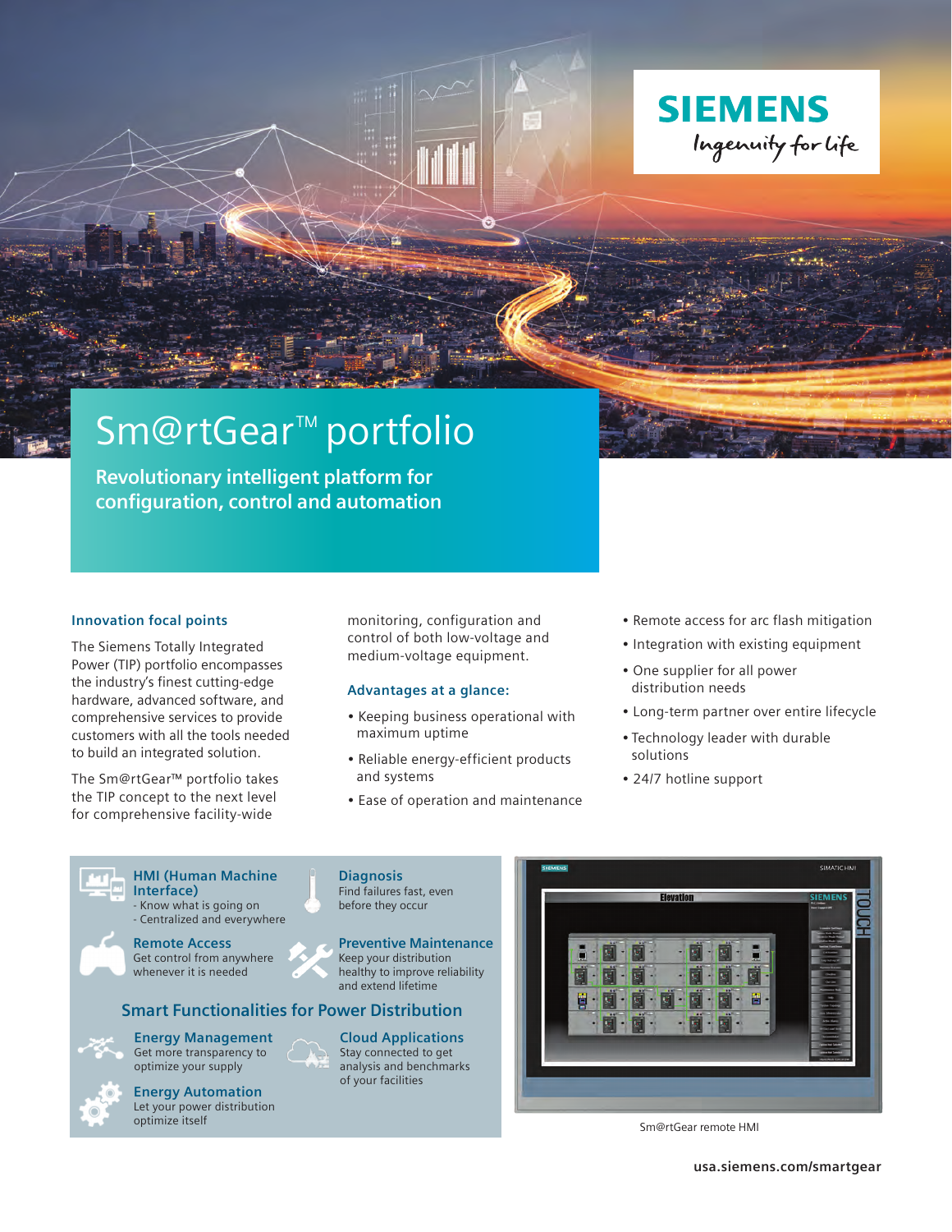SIEMENS

Ingenuity for life

# Sm@rtGear™ portfolio

**Revolutionary intelligent platform for configuration, control and automation**

### Innovation focal points

The Siemens Totally Integrated Power (TIP) portfolio encompasses the industry's finest cutting-edge hardware, advanced software, and comprehensive services to provide customers with all the tools needed to build an integrated solution.

The Sm@rtGear™ portfolio takes the TIP concept to the next level for comprehensive facility-wide monitoring, configuration and control of both low-voltage and medium-voltage equipment.

### Advantages at a glance:

- Keeping business operational with maximum uptime
- Reliable energy-efficient products and systems
- Ease of operation and maintenance
- Remote access for arc flash mitigation
- Integration with existing equipment
- One supplier for all power distribution needs
- Long-term partner over entire lifecycle
- Technology leader with durable solutions
- 24/7 hotline support

### Smart Functionalities for Power Distribution

**HMI (Human Machine Interface)**
- Know what is going on
- Centralized and everywhere

**Diagnosis**
Find failures fast, even before they occur

**Remote Access**
Get control from anywhere whenever it is needed

**Preventive Maintenance**
Keep your distribution healthy to improve reliability and extend lifetime

**Energy Management**
Get more transparency to optimize your supply

**Cloud Applications**
Stay connected to get analysis and benchmarks of your facilities

**Energy Automation**
Let your power distribution optimize itself

Sm@rtGear remote HMI

usa.siemens.com/smartgear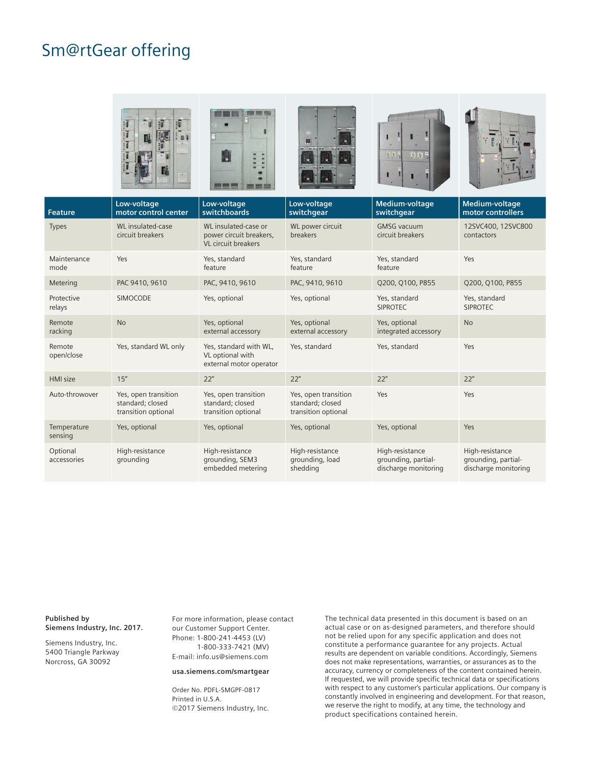# Sm@rtGear offering

| Feature | Low-voltage motor control center | Low-voltage switchboards | Low-voltage switchgear | Medium-voltage switchgear | Medium-voltage motor controllers |
|---|---|---|---|---|---|
| Types | WL insulated-case circuit breakers | WL insulated-case or power circuit breakers, VL circuit breakers | WL power circuit breakers | GMSG vacuum circuit breakers | 12SVC400, 12SVC800 contactors |
| Maintenance mode | Yes | Yes, standard feature | Yes, standard feature | Yes, standard feature | Yes |
| Metering | PAC 9410, 9610 | PAC, 9410, 9610 | PAC, 9410, 9610 | Q200, Q100, P855 | Q200, Q100, P855 |
| Protective relays | SIMOCODE | Yes, optional | Yes, optional | Yes, standard SIPROTEC | Yes, standard SIPROTEC |
| Remote racking | No | Yes, optional external accessory | Yes, optional external accessory | Yes, optional integrated accessory | No |
| Remote open/close | Yes, standard WL only | Yes, standard with WL, VL optional with external motor operator | Yes, standard | Yes, standard | Yes |
| HMI size | 15" | 22" | 22" | 22" | 22" |
| Auto-throwover | Yes, open transition standard; closed transition optional | Yes, open transition standard; closed transition optional | Yes, open transition standard; closed transition optional | Yes | Yes |
| Temperature sensing | Yes, optional | Yes, optional | Yes, optional | Yes, optional | Yes |
| Optional accessories | High-resistance grounding | High-resistance grounding, SEM3 embedded metering | High-resistance grounding, load shedding | High-resistance grounding, partial-discharge monitoring | High-resistance grounding, partial-discharge monitoring |

**Published by**
**Siemens Industry, Inc. 2017.**

Siemens Industry, Inc.
5400 Triangle Parkway
Norcross, GA 30092

For more information, please contact our Customer Support Center.
Phone: 1-800-241-4453 (LV)
1-800-333-7421 (MV)
E-mail: info.us@siemens.com

**usa.siemens.com/smartgear**

Order No. PDFL-SMGPF-0817
Printed in U.S.A.
©2017 Siemens Industry, Inc.

The technical data presented in this document is based on an actual case or on as-designed parameters, and therefore should not be relied upon for any specific application and does not constitute a performance guarantee for any projects. Actual results are dependent on variable conditions. Accordingly, Siemens does not make representations, warranties, or assurances as to the accuracy, currency or completeness of the content contained herein. If requested, we will provide specific technical data or specifications with respect to any customer's particular applications. Our company is constantly involved in engineering and development. For that reason, we reserve the right to modify, at any time, the technology and product specifications contained herein.